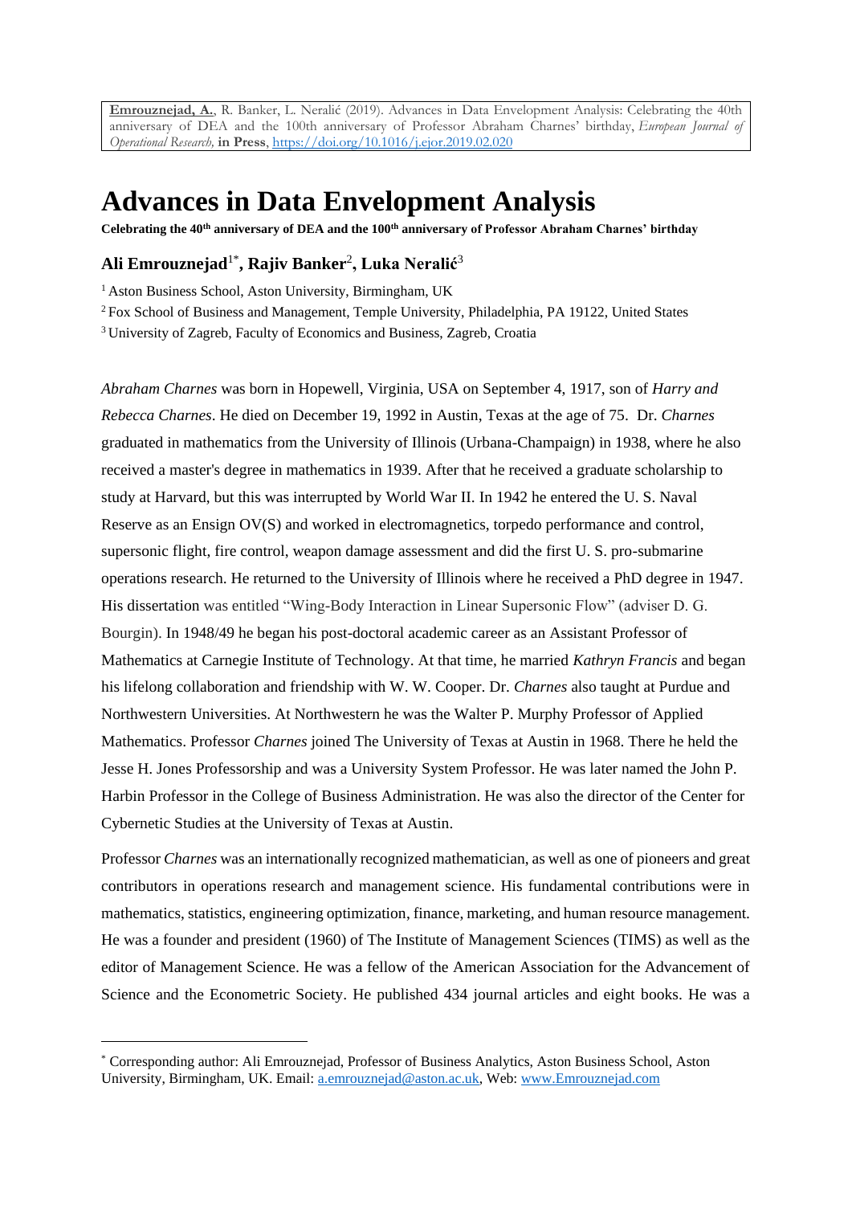**Emrouznejad, A.**, R. Banker, L. Neralić (2019). Advances in Data Envelopment Analysis: Celebrating the 40th anniversary of DEA and the 100th anniversary of Professor Abraham Charnes' birthday, *European Journal of Operational Research,* **in Press**, https://doi.org/10.1016/j.ejor.2019.02.020

# Advances in Data Envelopment Analysis

**Celebrating the 40th anniversary of DEA and the 100th anniversary of Professor Abraham Charnes' birthday**

**Ali Emrouznejad**[1*], **Rajiv Banker**[2], **Luka Neralić**[3]

[1] Aston Business School, Aston University, Birmingham, UK

[2] Fox School of Business and Management, Temple University, Philadelphia, PA 19122, United States

[3] University of Zagreb, Faculty of Economics and Business, Zagreb, Croatia

*Abraham Charnes* was born in Hopewell, Virginia, USA on September 4, 1917, son of *Harry and Rebecca Charnes*. He died on December 19, 1992 in Austin, Texas at the age of 75. Dr. *Charnes* graduated in mathematics from the University of Illinois (Urbana-Champaign) in 1938, where he also received a master's degree in mathematics in 1939. After that he received a graduate scholarship to study at Harvard, but this was interrupted by World War II. In 1942 he entered the U. S. Naval Reserve as an Ensign OV(S) and worked in electromagnetics, torpedo performance and control, supersonic flight, fire control, weapon damage assessment and did the first U. S. pro-submarine operations research. He returned to the University of Illinois where he received a PhD degree in 1947. His dissertation was entitled "Wing-Body Interaction in Linear Supersonic Flow" (adviser D. G. Bourgin). In 1948/49 he began his post-doctoral academic career as an Assistant Professor of Mathematics at Carnegie Institute of Technology. At that time, he married *Kathryn Francis* and began his lifelong collaboration and friendship with W. W. Cooper. Dr. *Charnes* also taught at Purdue and Northwestern Universities. At Northwestern he was the Walter P. Murphy Professor of Applied Mathematics. Professor *Charnes* joined The University of Texas at Austin in 1968. There he held the Jesse H. Jones Professorship and was a University System Professor. He was later named the John P. Harbin Professor in the College of Business Administration. He was also the director of the Center for Cybernetic Studies at the University of Texas at Austin.

Professor *Charnes* was an internationally recognized mathematician, as well as one of pioneers and great contributors in operations research and management science. His fundamental contributions were in mathematics, statistics, engineering optimization, finance, marketing, and human resource management. He was a founder and president (1960) of The Institute of Management Sciences (TIMS) as well as the editor of Management Science. He was a fellow of the American Association for the Advancement of Science and the Econometric Society. He published 434 journal articles and eight books. He was a

[*] Corresponding author: Ali Emrouznejad, Professor of Business Analytics, Aston Business School, Aston University, Birmingham, UK. Email: a.emrouznejad@aston.ac.uk, Web: www.Emrouznejad.com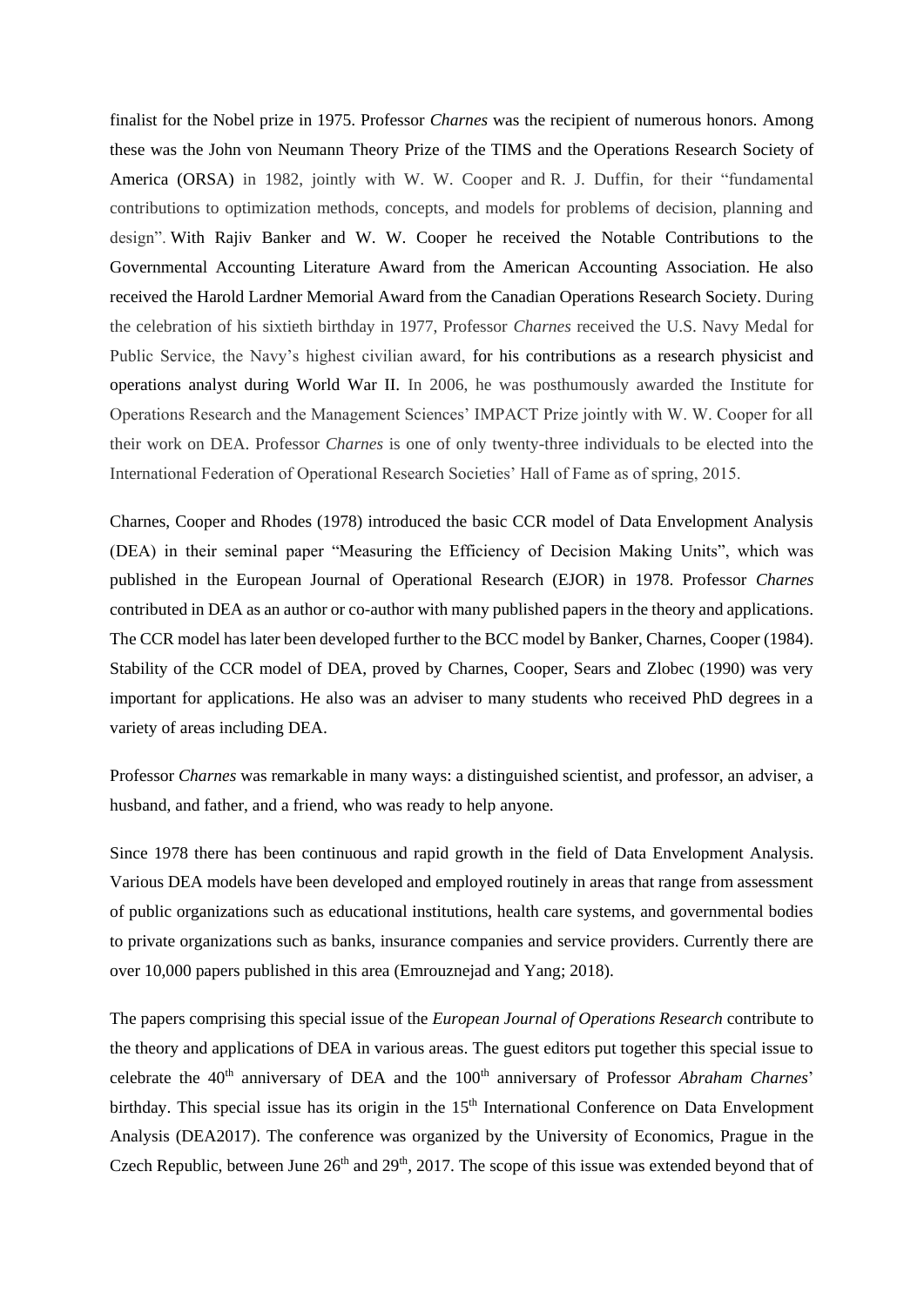finalist for the Nobel prize in 1975. Professor *Charnes* was the recipient of numerous honors. Among these was the John von Neumann Theory Prize of the TIMS and the Operations Research Society of America (ORSA) in 1982, jointly with W. W. Cooper and R. J. Duffin, for their "fundamental contributions to optimization methods, concepts, and models for problems of decision, planning and design". With Rajiv Banker and W. W. Cooper he received the Notable Contributions to the Governmental Accounting Literature Award from the American Accounting Association. He also received the Harold Lardner Memorial Award from the Canadian Operations Research Society. During the celebration of his sixtieth birthday in 1977, Professor *Charnes* received the U.S. Navy Medal for Public Service, the Navy's highest civilian award, for his contributions as a research physicist and operations analyst during World War II. In 2006, he was posthumously awarded the Institute for Operations Research and the Management Sciences' IMPACT Prize jointly with W. W. Cooper for all their work on DEA. Professor *Charnes* is one of only twenty-three individuals to be elected into the International Federation of Operational Research Societies' Hall of Fame as of spring, 2015.

Charnes, Cooper and Rhodes (1978) introduced the basic CCR model of Data Envelopment Analysis (DEA) in their seminal paper "Measuring the Efficiency of Decision Making Units", which was published in the European Journal of Operational Research (EJOR) in 1978. Professor *Charnes* contributed in DEA as an author or co-author with many published papers in the theory and applications. The CCR model has later been developed further to the BCC model by Banker, Charnes, Cooper (1984). Stability of the CCR model of DEA, proved by Charnes, Cooper, Sears and Zlobec (1990) was very important for applications. He also was an adviser to many students who received PhD degrees in a variety of areas including DEA.

Professor *Charnes* was remarkable in many ways: a distinguished scientist, and professor, an adviser, a husband, and father, and a friend, who was ready to help anyone.

Since 1978 there has been continuous and rapid growth in the field of Data Envelopment Analysis. Various DEA models have been developed and employed routinely in areas that range from assessment of public organizations such as educational institutions, health care systems, and governmental bodies to private organizations such as banks, insurance companies and service providers. Currently there are over 10,000 papers published in this area (Emrouznejad and Yang; 2018).

The papers comprising this special issue of the *European Journal of Operations Research* contribute to the theory and applications of DEA in various areas. The guest editors put together this special issue to celebrate the 40th anniversary of DEA and the 100th anniversary of Professor *Abraham Charnes*' birthday. This special issue has its origin in the 15th International Conference on Data Envelopment Analysis (DEA2017). The conference was organized by the University of Economics, Prague in the Czech Republic, between June 26th and 29th, 2017. The scope of this issue was extended beyond that of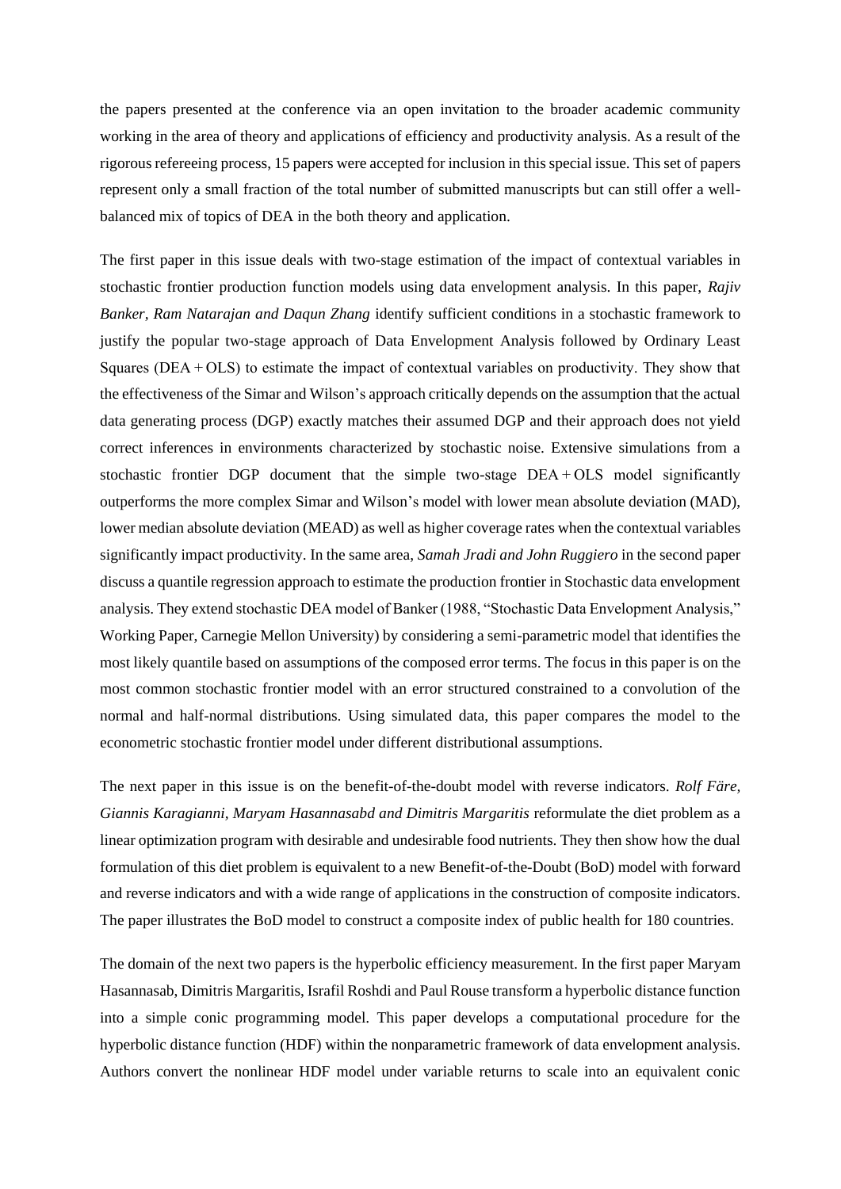the papers presented at the conference via an open invitation to the broader academic community working in the area of theory and applications of efficiency and productivity analysis. As a result of the rigorous refereeing process, 15 papers were accepted for inclusion in this special issue. This set of papers represent only a small fraction of the total number of submitted manuscripts but can still offer a well-balanced mix of topics of DEA in the both theory and application.

The first paper in this issue deals with two-stage estimation of the impact of contextual variables in stochastic frontier production function models using data envelopment analysis. In this paper, *Rajiv Banker, Ram Natarajan and Daqun Zhang* identify sufficient conditions in a stochastic framework to justify the popular two-stage approach of Data Envelopment Analysis followed by Ordinary Least Squares (DEA + OLS) to estimate the impact of contextual variables on productivity. They show that the effectiveness of the Simar and Wilson's approach critically depends on the assumption that the actual data generating process (DGP) exactly matches their assumed DGP and their approach does not yield correct inferences in environments characterized by stochastic noise. Extensive simulations from a stochastic frontier DGP document that the simple two-stage DEA + OLS model significantly outperforms the more complex Simar and Wilson's model with lower mean absolute deviation (MAD), lower median absolute deviation (MEAD) as well as higher coverage rates when the contextual variables significantly impact productivity. In the same area, *Samah Jradi and John Ruggiero* in the second paper discuss a quantile regression approach to estimate the production frontier in Stochastic data envelopment analysis. They extend stochastic DEA model of Banker (1988, "Stochastic Data Envelopment Analysis," Working Paper, Carnegie Mellon University) by considering a semi-parametric model that identifies the most likely quantile based on assumptions of the composed error terms. The focus in this paper is on the most common stochastic frontier model with an error structured constrained to a convolution of the normal and half-normal distributions. Using simulated data, this paper compares the model to the econometric stochastic frontier model under different distributional assumptions.

The next paper in this issue is on the benefit-of-the-doubt model with reverse indicators. *Rolf Färe, Giannis Karagianni, Maryam Hasannasabd and Dimitris Margaritis* reformulate the diet problem as a linear optimization program with desirable and undesirable food nutrients. They then show how the dual formulation of this diet problem is equivalent to a new Benefit-of-the-Doubt (BoD) model with forward and reverse indicators and with a wide range of applications in the construction of composite indicators. The paper illustrates the BoD model to construct a composite index of public health for 180 countries.

The domain of the next two papers is the hyperbolic efficiency measurement. In the first paper Maryam Hasannasab, Dimitris Margaritis, Israfil Roshdi and Paul Rouse transform a hyperbolic distance function into a simple conic programming model. This paper develops a computational procedure for the hyperbolic distance function (HDF) within the nonparametric framework of data envelopment analysis. Authors convert the nonlinear HDF model under variable returns to scale into an equivalent conic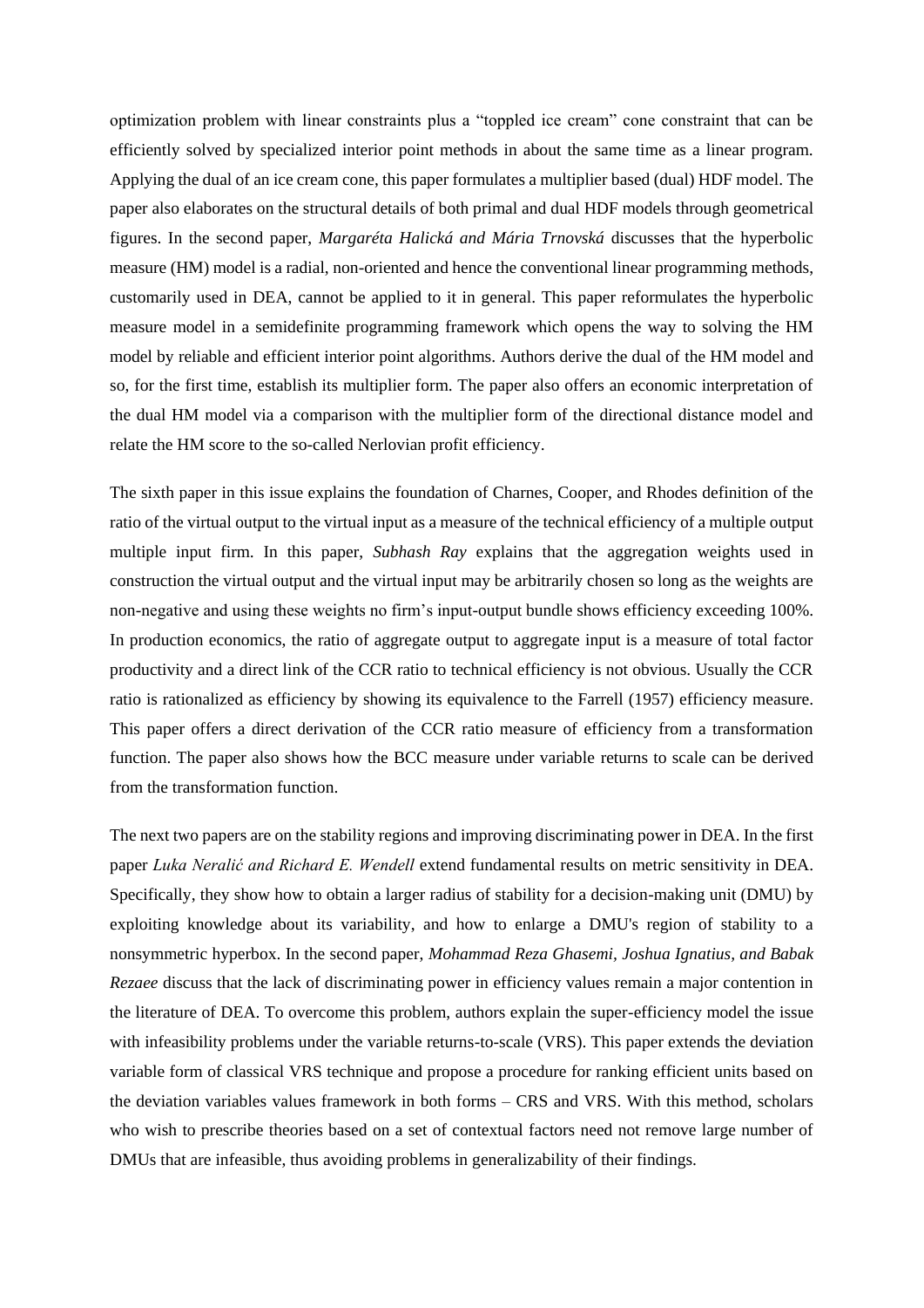optimization problem with linear constraints plus a "toppled ice cream" cone constraint that can be efficiently solved by specialized interior point methods in about the same time as a linear program. Applying the dual of an ice cream cone, this paper formulates a multiplier based (dual) HDF model. The paper also elaborates on the structural details of both primal and dual HDF models through geometrical figures. In the second paper, *Margaréta Halická and Mária Trnovská* discusses that the hyperbolic measure (HM) model is a radial, non-oriented and hence the conventional linear programming methods, customarily used in DEA, cannot be applied to it in general. This paper reformulates the hyperbolic measure model in a semidefinite programming framework which opens the way to solving the HM model by reliable and efficient interior point algorithms. Authors derive the dual of the HM model and so, for the first time, establish its multiplier form. The paper also offers an economic interpretation of the dual HM model via a comparison with the multiplier form of the directional distance model and relate the HM score to the so-called Nerlovian profit efficiency.

The sixth paper in this issue explains the foundation of Charnes, Cooper, and Rhodes definition of the ratio of the virtual output to the virtual input as a measure of the technical efficiency of a multiple output multiple input firm. In this paper, *Subhash Ray* explains that the aggregation weights used in construction the virtual output and the virtual input may be arbitrarily chosen so long as the weights are non-negative and using these weights no firm's input-output bundle shows efficiency exceeding 100%. In production economics, the ratio of aggregate output to aggregate input is a measure of total factor productivity and a direct link of the CCR ratio to technical efficiency is not obvious. Usually the CCR ratio is rationalized as efficiency by showing its equivalence to the Farrell (1957) efficiency measure. This paper offers a direct derivation of the CCR ratio measure of efficiency from a transformation function. The paper also shows how the BCC measure under variable returns to scale can be derived from the transformation function.

The next two papers are on the stability regions and improving discriminating power in DEA. In the first paper *Luka Neralić and Richard E. Wendell* extend fundamental results on metric sensitivity in DEA. Specifically, they show how to obtain a larger radius of stability for a decision-making unit (DMU) by exploiting knowledge about its variability, and how to enlarge a DMU's region of stability to a nonsymmetric hyperbox. In the second paper, *Mohammad Reza Ghasemi, Joshua Ignatius, and Babak Rezaee* discuss that the lack of discriminating power in efficiency values remain a major contention in the literature of DEA. To overcome this problem, authors explain the super-efficiency model the issue with infeasibility problems under the variable returns-to-scale (VRS). This paper extends the deviation variable form of classical VRS technique and propose a procedure for ranking efficient units based on the deviation variables values framework in both forms – CRS and VRS. With this method, scholars who wish to prescribe theories based on a set of contextual factors need not remove large number of DMUs that are infeasible, thus avoiding problems in generalizability of their findings.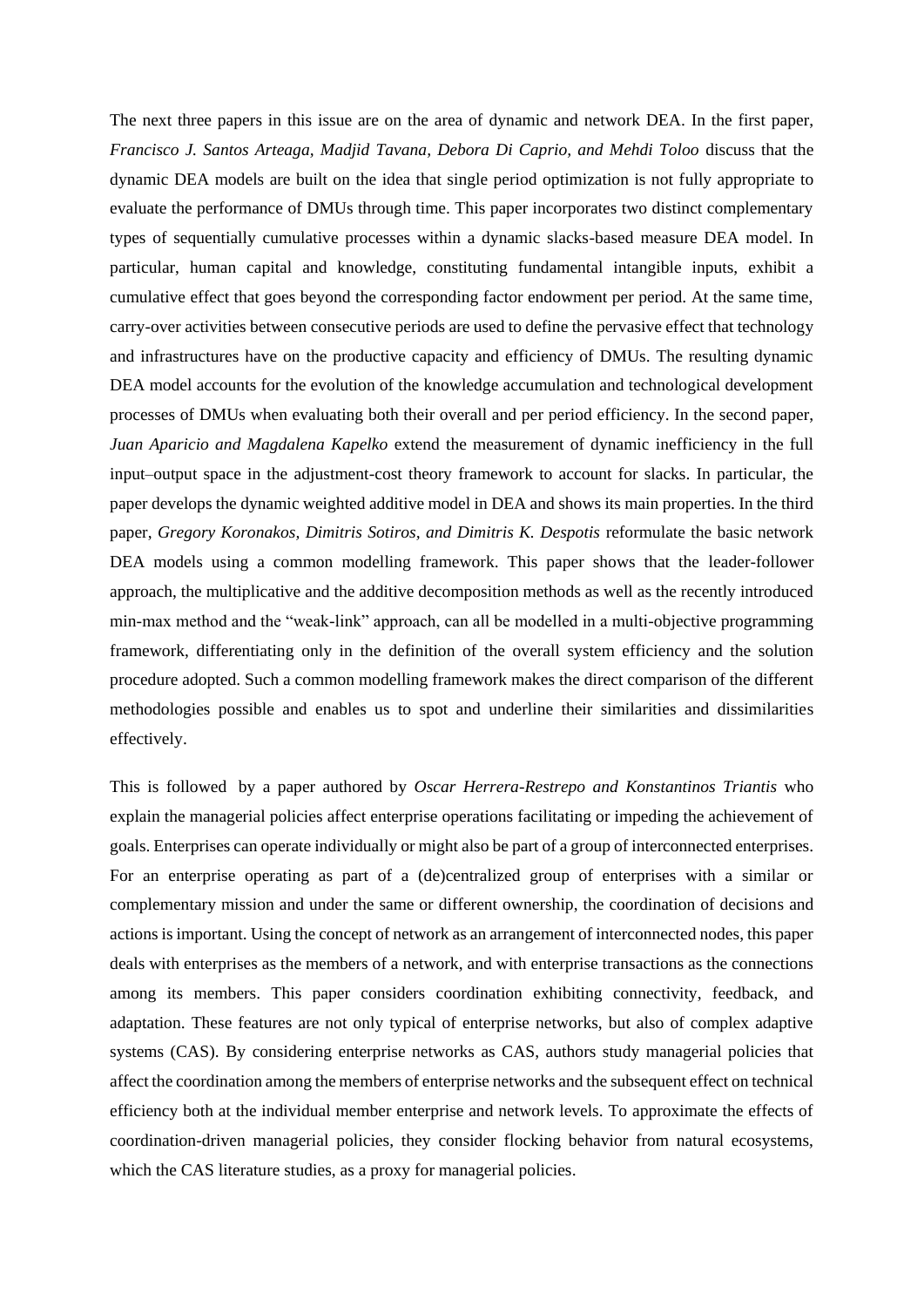The next three papers in this issue are on the area of dynamic and network DEA. In the first paper, *Francisco J. Santos Arteaga, Madjid Tavana, Debora Di Caprio, and Mehdi Toloo* discuss that the dynamic DEA models are built on the idea that single period optimization is not fully appropriate to evaluate the performance of DMUs through time. This paper incorporates two distinct complementary types of sequentially cumulative processes within a dynamic slacks-based measure DEA model. In particular, human capital and knowledge, constituting fundamental intangible inputs, exhibit a cumulative effect that goes beyond the corresponding factor endowment per period. At the same time, carry-over activities between consecutive periods are used to define the pervasive effect that technology and infrastructures have on the productive capacity and efficiency of DMUs. The resulting dynamic DEA model accounts for the evolution of the knowledge accumulation and technological development processes of DMUs when evaluating both their overall and per period efficiency. In the second paper, *Juan Aparicio and Magdalena Kapelko* extend the measurement of dynamic inefficiency in the full input–output space in the adjustment-cost theory framework to account for slacks. In particular, the paper develops the dynamic weighted additive model in DEA and shows its main properties. In the third paper, *Gregory Koronakos, Dimitris Sotiros, and Dimitris K. Despotis* reformulate the basic network DEA models using a common modelling framework. This paper shows that the leader-follower approach, the multiplicative and the additive decomposition methods as well as the recently introduced min-max method and the "weak-link" approach, can all be modelled in a multi-objective programming framework, differentiating only in the definition of the overall system efficiency and the solution procedure adopted. Such a common modelling framework makes the direct comparison of the different methodologies possible and enables us to spot and underline their similarities and dissimilarities effectively.

This is followed by a paper authored by *Oscar Herrera-Restrepo and Konstantinos Triantis* who explain the managerial policies affect enterprise operations facilitating or impeding the achievement of goals. Enterprises can operate individually or might also be part of a group of interconnected enterprises. For an enterprise operating as part of a (de)centralized group of enterprises with a similar or complementary mission and under the same or different ownership, the coordination of decisions and actions is important. Using the concept of network as an arrangement of interconnected nodes, this paper deals with enterprises as the members of a network, and with enterprise transactions as the connections among its members. This paper considers coordination exhibiting connectivity, feedback, and adaptation. These features are not only typical of enterprise networks, but also of complex adaptive systems (CAS). By considering enterprise networks as CAS, authors study managerial policies that affect the coordination among the members of enterprise networks and the subsequent effect on technical efficiency both at the individual member enterprise and network levels. To approximate the effects of coordination-driven managerial policies, they consider flocking behavior from natural ecosystems, which the CAS literature studies, as a proxy for managerial policies.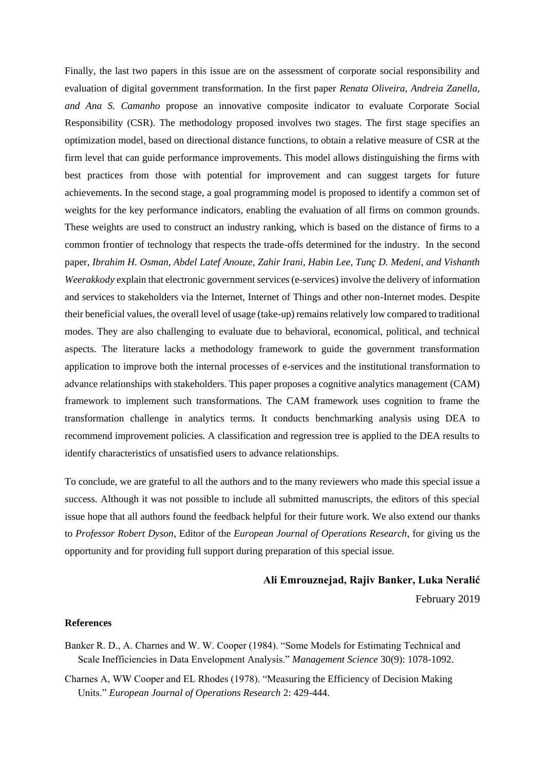Finally, the last two papers in this issue are on the assessment of corporate social responsibility and evaluation of digital government transformation. In the first paper *Renata Oliveira, Andreia Zanella, and Ana S. Camanho* propose an innovative composite indicator to evaluate Corporate Social Responsibility (CSR). The methodology proposed involves two stages. The first stage specifies an optimization model, based on directional distance functions, to obtain a relative measure of CSR at the firm level that can guide performance improvements. This model allows distinguishing the firms with best practices from those with potential for improvement and can suggest targets for future achievements. In the second stage, a goal programming model is proposed to identify a common set of weights for the key performance indicators, enabling the evaluation of all firms on common grounds. These weights are used to construct an industry ranking, which is based on the distance of firms to a common frontier of technology that respects the trade-offs determined for the industry. In the second paper, *Ibrahim H. Osman, Abdel Latef Anouze, Zahir Irani, Habin Lee, Tunç D. Medeni, and Vishanth Weerakkody* explain that electronic government services (e-services) involve the delivery of information and services to stakeholders via the Internet, Internet of Things and other non-Internet modes. Despite their beneficial values, the overall level of usage (take-up) remains relatively low compared to traditional modes. They are also challenging to evaluate due to behavioral, economical, political, and technical aspects. The literature lacks a methodology framework to guide the government transformation application to improve both the internal processes of e-services and the institutional transformation to advance relationships with stakeholders. This paper proposes a cognitive analytics management (CAM) framework to implement such transformations. The CAM framework uses cognition to frame the transformation challenge in analytics terms. It conducts benchmarking analysis using DEA to recommend improvement policies. A classification and regression tree is applied to the DEA results to identify characteristics of unsatisfied users to advance relationships.

To conclude, we are grateful to all the authors and to the many reviewers who made this special issue a success. Although it was not possible to include all submitted manuscripts, the editors of this special issue hope that all authors found the feedback helpful for their future work. We also extend our thanks to *Professor Robert Dyson*, Editor of the *European Journal of Operations Research*, for giving us the opportunity and for providing full support during preparation of this special issue.

**Ali Emrouznejad, Rajiv Banker, Luka Neralić**

February 2019

**References**

Banker R. D., A. Charnes and W. W. Cooper (1984). "Some Models for Estimating Technical and Scale Inefficiencies in Data Envelopment Analysis." *Management Science* 30(9): 1078-1092.

Charnes A, WW Cooper and EL Rhodes (1978). "Measuring the Efficiency of Decision Making Units." *European Journal of Operations Research* 2: 429-444.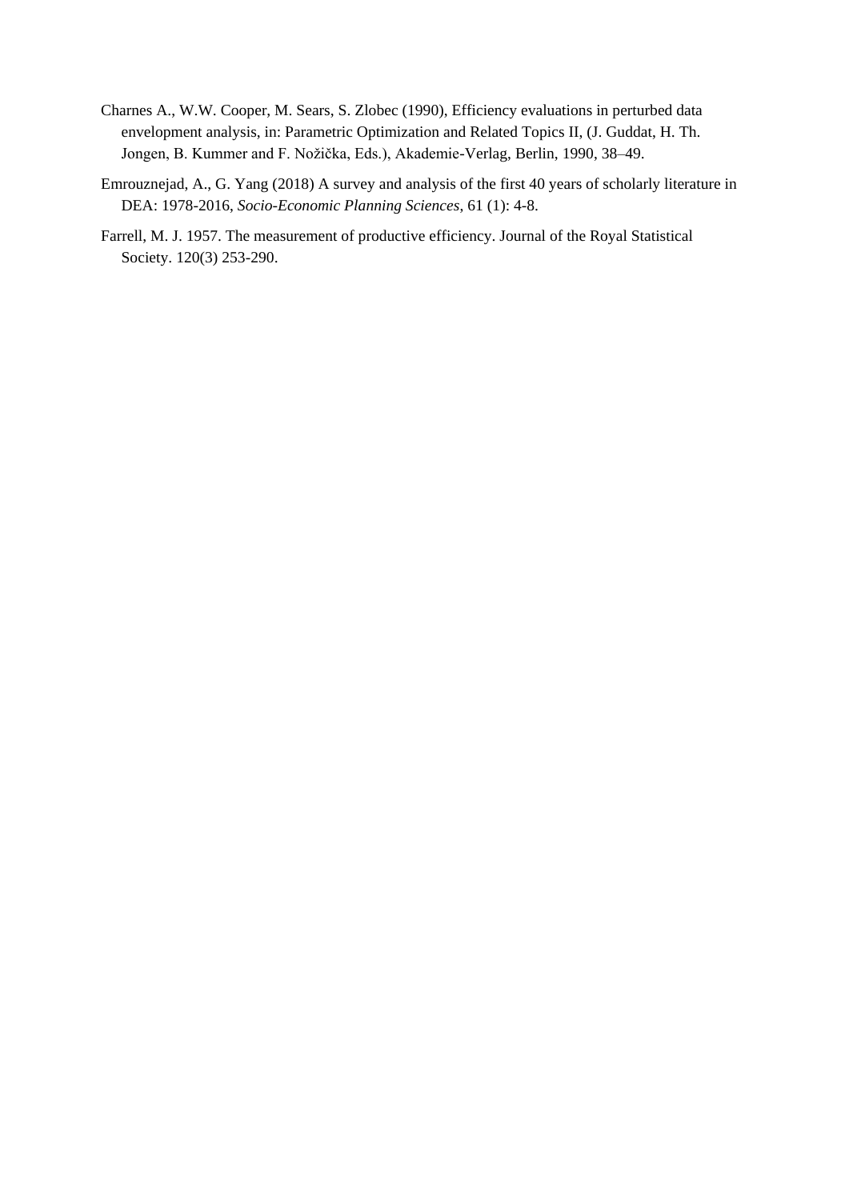Charnes A., W.W. Cooper, M. Sears, S. Zlobec (1990), Efficiency evaluations in perturbed data envelopment analysis, in: Parametric Optimization and Related Topics II, (J. Guddat, H. Th. Jongen, B. Kummer and F. Nožička, Eds.), Akademie-Verlag, Berlin, 1990, 38–49.

Emrouznejad, A., G. Yang (2018) A survey and analysis of the first 40 years of scholarly literature in DEA: 1978-2016, *Socio-Economic Planning Sciences*, 61 (1): 4-8.

Farrell, M. J. 1957. The measurement of productive efficiency. Journal of the Royal Statistical Society. 120(3) 253-290.